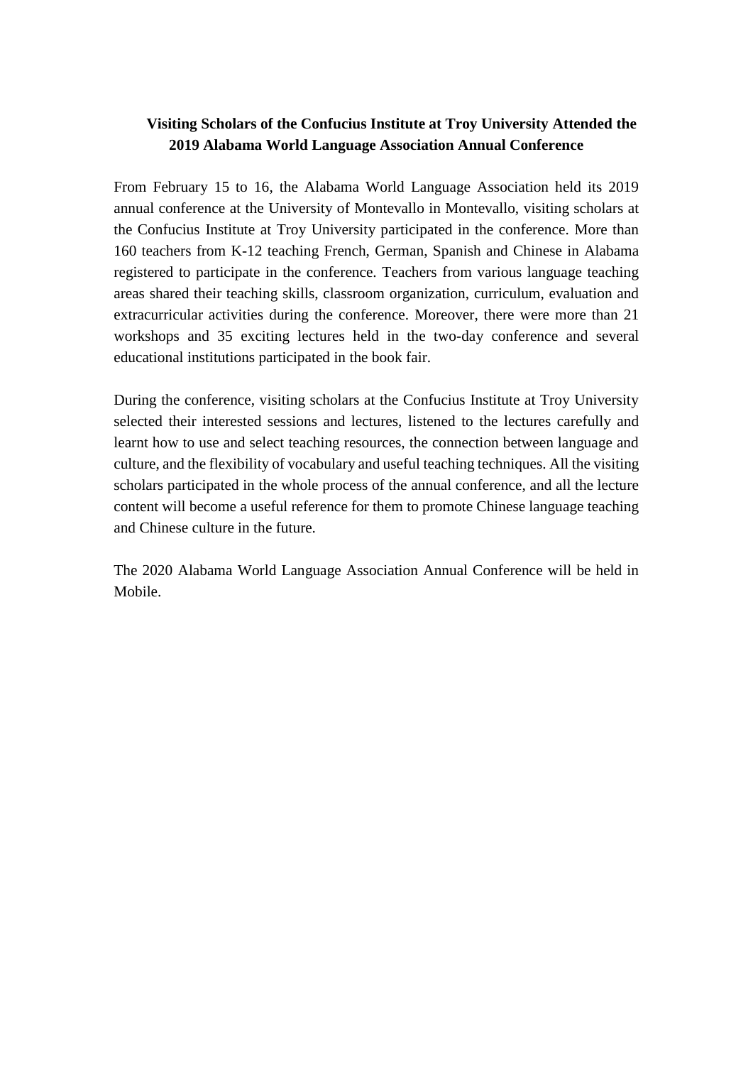# Visiting Scholars of the Confucius Institute at Troy University Attended the 2019 Alabama World Language Association Annual Conference

From February 15 to 16, the Alabama World Language Association held its 2019 annual conference at the University of Montevallo in Montevallo, visiting scholars at the Confucius Institute at Troy University participated in the conference. More than 160 teachers from K-12 teaching French, German, Spanish and Chinese in Alabama registered to participate in the conference. Teachers from various language teaching areas shared their teaching skills, classroom organization, curriculum, evaluation and extracurricular activities during the conference. Moreover, there were more than 21 workshops and 35 exciting lectures held in the two-day conference and several educational institutions participated in the book fair.

During the conference, visiting scholars at the Confucius Institute at Troy University selected their interested sessions and lectures, listened to the lectures carefully and learnt how to use and select teaching resources, the connection between language and culture, and the flexibility of vocabulary and useful teaching techniques. All the visiting scholars participated in the whole process of the annual conference, and all the lecture content will become a useful reference for them to promote Chinese language teaching and Chinese culture in the future.

The 2020 Alabama World Language Association Annual Conference will be held in Mobile.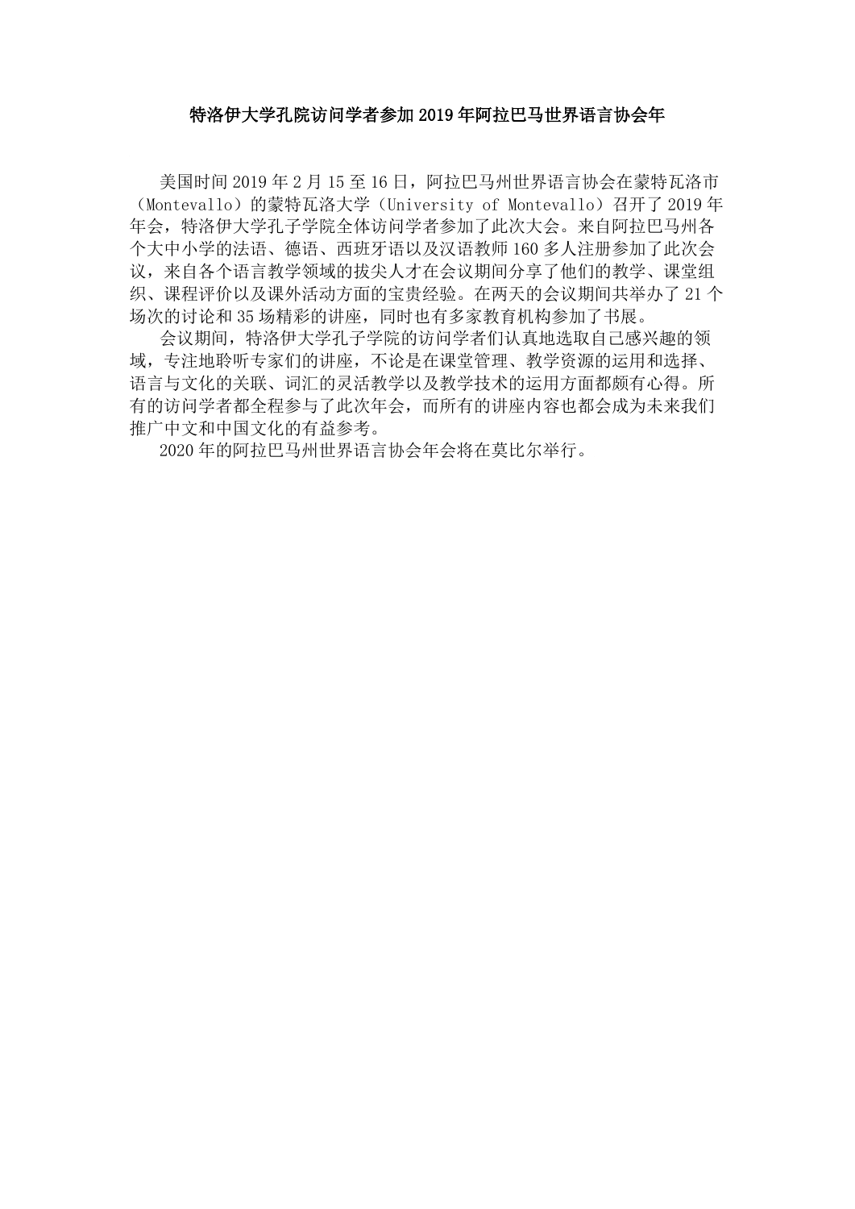# 特洛伊大学孔院访问学者参加 2019 年阿拉巴马世界语言协会年

美国时间 2019 年 2 月 15 至 16 日，阿拉巴马州世界语言协会在蒙特瓦洛市（Montevallo）的蒙特瓦洛大学（University of Montevallo）召开了 2019 年年会，特洛伊大学孔子学院全体访问学者参加了此次大会。来自阿拉巴马州各个大中小学的法语、德语、西班牙语以及汉语教师 160 多人注册参加了此次会议，来自各个语言教学领域的拔尖人才在会议期间分享了他们的教学、课堂组织、课程评价以及课外活动方面的宝贵经验。在两天的会议期间共举办了 21 个场次的讨论和 35 场精彩的讲座，同时也有多家教育机构参加了书展。

会议期间，特洛伊大学孔子学院的访问学者们认真地选取自己感兴趣的领域，专注地聆听专家们的讲座，不论是在课堂管理、教学资源的运用和选择、语言与文化的关联、词汇的灵活教学以及教学技术的运用方面都颇有心得。所有的访问学者都全程参与了此次年会，而所有的讲座内容也都会成为未来我们推广中文和中国文化的有益参考。

2020 年的阿拉巴马州世界语言协会年会将在莫比尔举行。